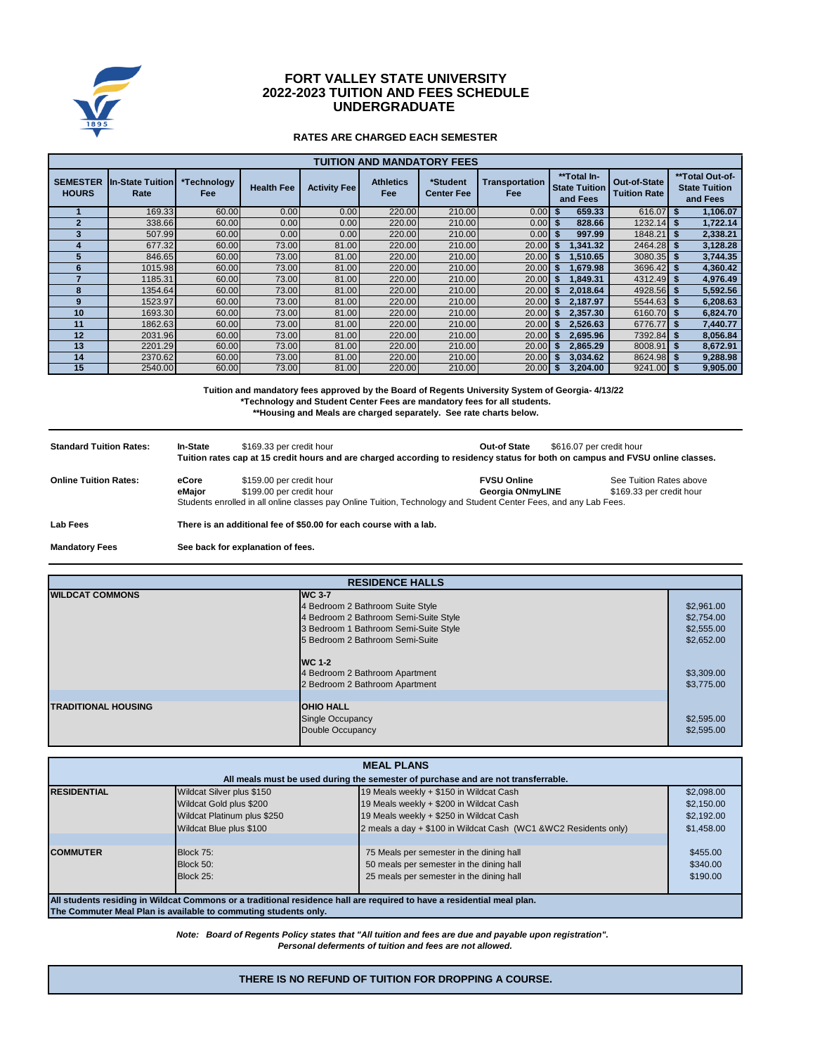# FORT VALLEY STATE UNIVERSITY
# 2022-2023 TUITION AND FEES SCHEDULE
# UNDERGRADUATE

**RATES ARE CHARGED EACH SEMESTER**

| TUITION AND MANDATORY FEES | | | | | | | | | | |
|---|---|---|---|---|---|---|---|---|---|---|
| SEMESTER HOURS | In-State Tuition Rate | *Technology Fee | Health Fee | Activity Fee | Athletics Fee | *Student Center Fee | Transportation Fee | **Total In-State Tuition and Fees | Out-of-State Tuition Rate | **Total Out-of-State Tuition and Fees |
| 1 | 169.33 | 60.00 | 0.00 | 0.00 | 220.00 | 210.00 | 0.00 | $ 659.33 | 616.07 | $ 1,106.07 |
| 2 | 338.66 | 60.00 | 0.00 | 0.00 | 220.00 | 210.00 | 0.00 | $ 828.66 | 1232.14 | $ 1,722.14 |
| 3 | 507.99 | 60.00 | 0.00 | 0.00 | 220.00 | 210.00 | 0.00 | $ 997.99 | 1848.21 | $ 2,338.21 |
| 4 | 677.32 | 60.00 | 73.00 | 81.00 | 220.00 | 210.00 | 20.00 | $ 1,341.32 | 2464.28 | $ 3,128.28 |
| 5 | 846.65 | 60.00 | 73.00 | 81.00 | 220.00 | 210.00 | 20.00 | $ 1,510.65 | 3080.35 | $ 3,744.35 |
| 6 | 1015.98 | 60.00 | 73.00 | 81.00 | 220.00 | 210.00 | 20.00 | $ 1,679.98 | 3696.42 | $ 4,360.42 |
| 7 | 1185.31 | 60.00 | 73.00 | 81.00 | 220.00 | 210.00 | 20.00 | $ 1,849.31 | 4312.49 | $ 4,976.49 |
| 8 | 1354.64 | 60.00 | 73.00 | 81.00 | 220.00 | 210.00 | 20.00 | $ 2,018.64 | 4928.56 | $ 5,592.56 |
| 9 | 1523.97 | 60.00 | 73.00 | 81.00 | 220.00 | 210.00 | 20.00 | $ 2,187.97 | 5544.63 | $ 6,208.63 |
| 10 | 1693.30 | 60.00 | 73.00 | 81.00 | 220.00 | 210.00 | 20.00 | $ 2,357.30 | 6160.70 | $ 6,824.70 |
| 11 | 1862.63 | 60.00 | 73.00 | 81.00 | 220.00 | 210.00 | 20.00 | $ 2,526.63 | 6776.77 | $ 7,440.77 |
| 12 | 2031.96 | 60.00 | 73.00 | 81.00 | 220.00 | 210.00 | 20.00 | $ 2,695.96 | 7392.84 | $ 8,056.84 |
| 13 | 2201.29 | 60.00 | 73.00 | 81.00 | 220.00 | 210.00 | 20.00 | $ 2,865.29 | 8008.91 | $ 8,672.91 |
| 14 | 2370.62 | 60.00 | 73.00 | 81.00 | 220.00 | 210.00 | 20.00 | $ 3,034.62 | 8624.98 | $ 9,288.98 |
| 15 | 2540.00 | 60.00 | 73.00 | 81.00 | 220.00 | 210.00 | 20.00 | $ 3,204.00 | 9241.00 | $ 9,905.00 |

**Tuition and mandatory fees approved by the Board of Regents University System of Georgia- 4/13/22**
**\*Technology and Student Center Fees are mandatory fees for all students.**
**\*\*Housing and Meals are charged separately. See rate charts below.**

**Standard Tuition Rates:** **In-State** $169.33 per credit hour **Out-of State** $616.07 per credit hour
**Tuition rates cap at 15 credit hours and are charged according to residency status for both on campus and FVSU online classes.**

**Online Tuition Rates:**
**eCore** $159.00 per credit hour
**eMajor** $199.00 per credit hour
**FVSU Online** See Tuition Rates above
**Georgia ONmyLINE** $169.33 per credit hour
Students enrolled in all online classes pay Online Tuition, Technology and Student Center Fees, and any Lab Fees.

**Lab Fees** **There is an additional fee of $50.00 for each course with a lab.**

**Mandatory Fees** **See back for explanation of fees.**

| RESIDENCE HALLS | | |
|---|---|---|
| **WILDCAT COMMONS** | **WC 3-7** | |
| | 4 Bedroom 2 Bathroom Suite Style | $2,961.00 |
| | 4 Bedroom 2 Bathroom Semi-Suite Style | $2,754.00 |
| | 3 Bedroom 1 Bathroom Semi-Suite Style | $2,555.00 |
| | 5 Bedroom 2 Bathroom Semi-Suite | $2,652.00 |
| | **WC 1-2** | |
| | 4 Bedroom 2 Bathroom Apartment | $3,309.00 |
| | 2 Bedroom 2 Bathroom Apartment | $3,775.00 |
| **TRADITIONAL HOUSING** | **OHIO HALL** | |
| | Single Occupancy | $2,595.00 |
| | Double Occupancy | $2,595.00 |

| MEAL PLANS | | | |
|---|---|---|---|
| All meals must be used during the semester of purchase and are not transferrable. | | | |
| **RESIDENTIAL** | Wildcat Silver plus $150 | 19 Meals weekly + $150 in Wildcat Cash | $2,098.00 |
| | Wildcat Gold plus $200 | 19 Meals weekly + $200 in Wildcat Cash | $2,150.00 |
| | Wildcat Platinum plus $250 | 19 Meals weekly + $250 in Wildcat Cash | $2,192.00 |
| | Wildcat Blue plus $100 | 2 meals a day + $100 in Wildcat Cash (WC1 &WC2 Residents only) | $1,458.00 |
| **COMMUTER** | Block 75: | 75 Meals per semester in the dining hall | $455.00 |
| | Block 50: | 50 meals per semester in the dining hall | $340.00 |
| | Block 25: | 25 meals per semester in the dining hall | $190.00 |

**All students residing in Wildcat Commons or a traditional residence hall are required to have a residential meal plan.**
**The Commuter Meal Plan is available to commuting students only.**

***Note: Board of Regents Policy states that "All tuition and fees are due and payable upon registration".***
***Personal deferments of tuition and fees are not allowed.***

**THERE IS NO REFUND OF TUITION FOR DROPPING A COURSE.**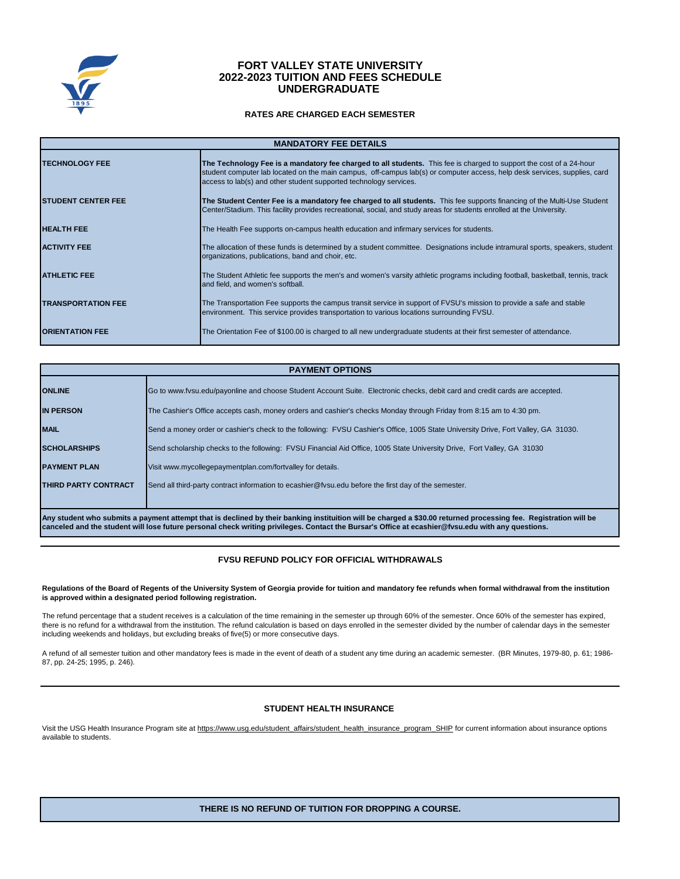# FORT VALLEY STATE UNIVERSITY
# 2022-2023 TUITION AND FEES SCHEDULE
# UNDERGRADUATE

**RATES ARE CHARGED EACH SEMESTER**

| MANDATORY FEE DETAILS | |
|---|---|
| **TECHNOLOGY FEE** | **The Technology Fee is a mandatory fee charged to all students.** This fee is charged to support the cost of a 24-hour student computer lab located on the main campus, off-campus lab(s) or computer access, help desk services, supplies, card access to lab(s) and other student supported technology services. |
| **STUDENT CENTER FEE** | **The Student Center Fee is a mandatory fee charged to all students.** This fee supports financing of the Multi-Use Student Center/Stadium. This facility provides recreational, social, and study areas for students enrolled at the University. |
| **HEALTH FEE** | The Health Fee supports on-campus health education and infirmary services for students. |
| **ACTIVITY FEE** | The allocation of these funds is determined by a student committee. Designations include intramural sports, speakers, student organizations, publications, band and choir, etc. |
| **ATHLETIC FEE** | The Student Athletic fee supports the men's and women's varsity athletic programs including football, basketball, tennis, track and field, and women's softball. |
| **TRANSPORTATION FEE** | The Transportation Fee supports the campus transit service in support of FVSU's mission to provide a safe and stable environment. This service provides transportation to various locations surrounding FVSU. |
| **ORIENTATION FEE** | The Orientation Fee of $100.00 is charged to all new undergraduate students at their first semester of attendance. |

| PAYMENT OPTIONS | |
|---|---|
| **ONLINE** | Go to www.fvsu.edu/payonline and choose Student Account Suite. Electronic checks, debit card and credit cards are accepted. |
| **IN PERSON** | The Cashier's Office accepts cash, money orders and cashier's checks Monday through Friday from 8:15 am to 4:30 pm. |
| **MAIL** | Send a money order or cashier's check to the following: FVSU Cashier's Office, 1005 State University Drive, Fort Valley, GA 31030. |
| **SCHOLARSHIPS** | Send scholarship checks to the following: FVSU Financial Aid Office, 1005 State University Drive, Fort Valley, GA 31030 |
| **PAYMENT PLAN** | Visit www.mycollegepaymentplan.com/fortvalley for details. |
| **THIRD PARTY CONTRACT** | Send all third-party contract information to ecashier@fvsu.edu before the first day of the semester. |

**Any student who submits a payment attempt that is declined by their banking instituition will be charged a $30.00 returned processing fee. Registration will be canceled and the student will lose future personal check writing privileges. Contact the Bursar's Office at ecashier@fvsu.edu with any questions.**

## FVSU REFUND POLICY FOR OFFICIAL WITHDRAWALS

**Regulations of the Board of Regents of the University System of Georgia provide for tuition and mandatory fee refunds when formal withdrawal from the institution is approved within a designated period following registration.**

The refund percentage that a student receives is a calculation of the time remaining in the semester up through 60% of the semester. Once 60% of the semester has expired, there is no refund for a withdrawal from the institution. The refund calculation is based on days enrolled in the semester divided by the number of calendar days in the semester including weekends and holidays, but excluding breaks of five(5) or more consecutive days.

A refund of all semester tuition and other mandatory fees is made in the event of death of a student any time during an academic semester. (BR Minutes, 1979-80, p. 61; 1986-87, pp. 24-25; 1995, p. 246).

## STUDENT HEALTH INSURANCE

Visit the USG Health Insurance Program site at https://www.usg.edu/student_affairs/student_health_insurance_program_SHIP for current information about insurance options available to students.

**THERE IS NO REFUND OF TUITION FOR DROPPING A COURSE.**